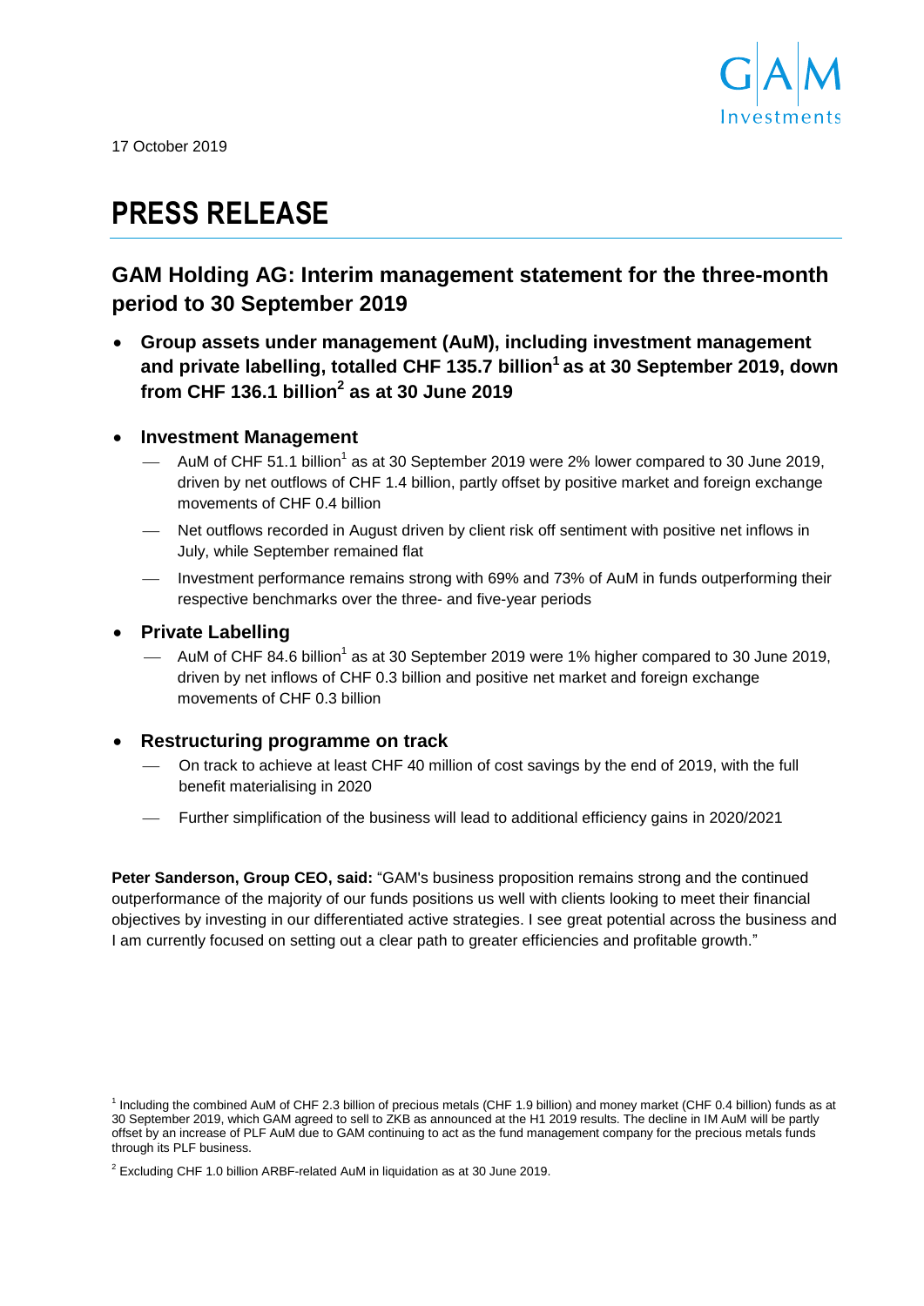17 October 2019

# PRESS RELEASE

## GAM Holding AG: Interim management statement for the three-month period to 30 September 2019

- **Group assets under management (AuM), including investment management and private labelling, totalled CHF 135.7 billion[1] as at 30 September 2019, down from CHF 136.1 billion[2] as at 30 June 2019**

- **Investment Management**
  - AuM of CHF 51.1 billion[1] as at 30 September 2019 were 2% lower compared to 30 June 2019, driven by net outflows of CHF 1.4 billion, partly offset by positive market and foreign exchange movements of CHF 0.4 billion
  - Net outflows recorded in August driven by client risk off sentiment with positive net inflows in July, while September remained flat
  - Investment performance remains strong with 69% and 73% of AuM in funds outperforming their respective benchmarks over the three- and five-year periods

- **Private Labelling**
  - AuM of CHF 84.6 billion[1] as at 30 September 2019 were 1% higher compared to 30 June 2019, driven by net inflows of CHF 0.3 billion and positive net market and foreign exchange movements of CHF 0.3 billion

- **Restructuring programme on track**
  - On track to achieve at least CHF 40 million of cost savings by the end of 2019, with the full benefit materialising in 2020
  - Further simplification of the business will lead to additional efficiency gains in 2020/2021

**Peter Sanderson, Group CEO, said:** "GAM's business proposition remains strong and the continued outperformance of the majority of our funds positions us well with clients looking to meet their financial objectives by investing in our differentiated active strategies. I see great potential across the business and I am currently focused on setting out a clear path to greater efficiencies and profitable growth."

[1] Including the combined AuM of CHF 2.3 billion of precious metals (CHF 1.9 billion) and money market (CHF 0.4 billion) funds as at 30 September 2019, which GAM agreed to sell to ZKB as announced at the H1 2019 results. The decline in IM AuM will be partly offset by an increase of PLF AuM due to GAM continuing to act as the fund management company for the precious metals funds through its PLF business.

[2] Excluding CHF 1.0 billion ARBF-related AuM in liquidation as at 30 June 2019.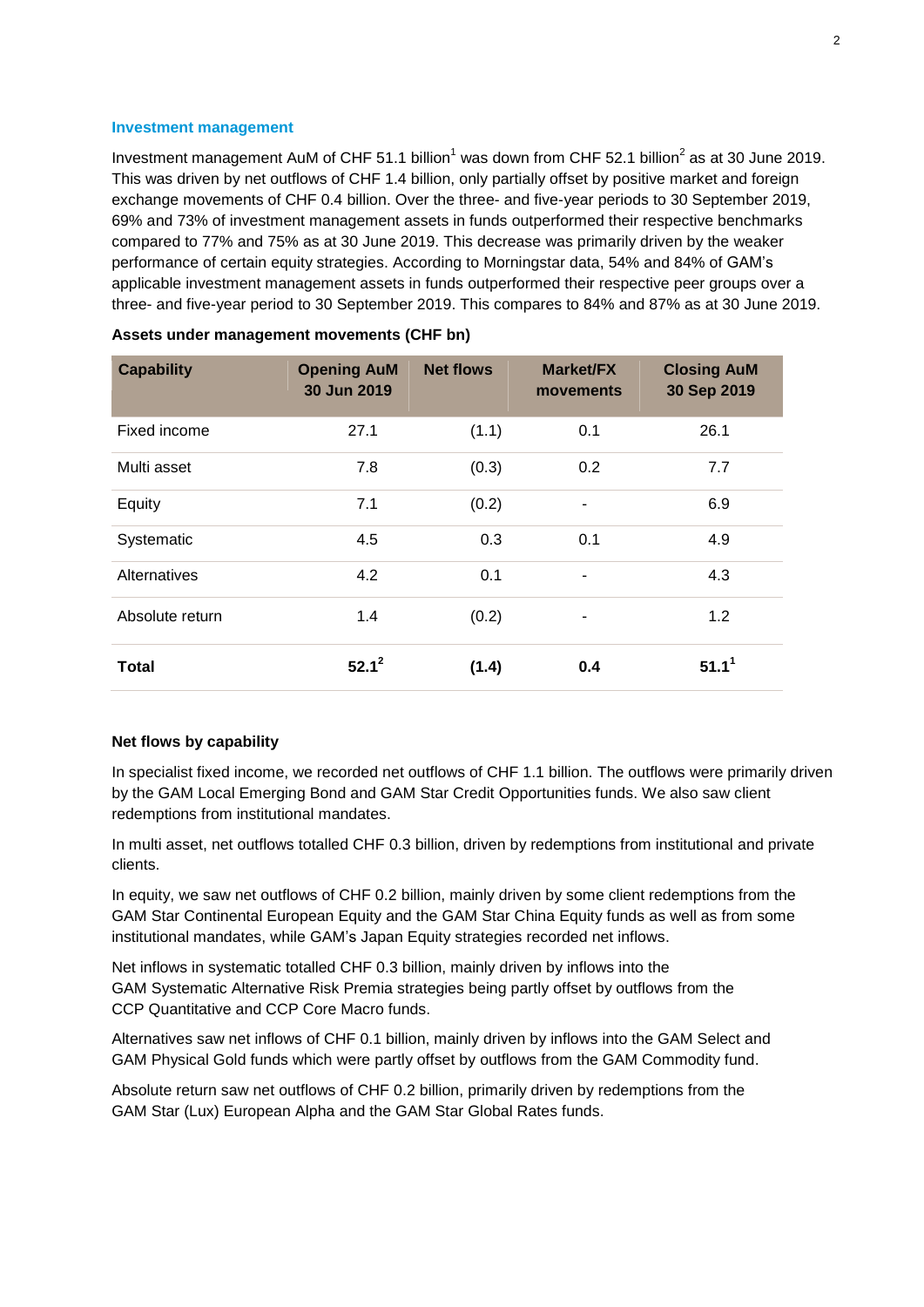### Investment management

Investment management AuM of CHF 51.1 billion[1] was down from CHF 52.1 billion[2] as at 30 June 2019. This was driven by net outflows of CHF 1.4 billion, only partially offset by positive market and foreign exchange movements of CHF 0.4 billion. Over the three- and five-year periods to 30 September 2019, 69% and 73% of investment management assets in funds outperformed their respective benchmarks compared to 77% and 75% as at 30 June 2019. This decrease was primarily driven by the weaker performance of certain equity strategies. According to Morningstar data, 54% and 84% of GAM's applicable investment management assets in funds outperformed their respective peer groups over a three- and five-year period to 30 September 2019. This compares to 84% and 87% as at 30 June 2019.

**Assets under management movements (CHF bn)**

| Capability | Opening AuM 30 Jun 2019 | Net flows | Market/FX movements | Closing AuM 30 Sep 2019 |
|---|---|---|---|---|
| Fixed income | 27.1 | (1.1) | 0.1 | 26.1 |
| Multi asset | 7.8 | (0.3) | 0.2 | 7.7 |
| Equity | 7.1 | (0.2) | - | 6.9 |
| Systematic | 4.5 | 0.3 | 0.1 | 4.9 |
| Alternatives | 4.2 | 0.1 | - | 4.3 |
| Absolute return | 1.4 | (0.2) | - | 1.2 |
| **Total** | **52.1**[2] | **(1.4)** | **0.4** | **51.1**[1] |

**Net flows by capability**

In specialist fixed income, we recorded net outflows of CHF 1.1 billion. The outflows were primarily driven by the GAM Local Emerging Bond and GAM Star Credit Opportunities funds. We also saw client redemptions from institutional mandates.

In multi asset, net outflows totalled CHF 0.3 billion, driven by redemptions from institutional and private clients.

In equity, we saw net outflows of CHF 0.2 billion, mainly driven by some client redemptions from the GAM Star Continental European Equity and the GAM Star China Equity funds as well as from some institutional mandates, while GAM's Japan Equity strategies recorded net inflows.

Net inflows in systematic totalled CHF 0.3 billion, mainly driven by inflows into the GAM Systematic Alternative Risk Premia strategies being partly offset by outflows from the CCP Quantitative and CCP Core Macro funds.

Alternatives saw net inflows of CHF 0.1 billion, mainly driven by inflows into the GAM Select and GAM Physical Gold funds which were partly offset by outflows from the GAM Commodity fund.

Absolute return saw net outflows of CHF 0.2 billion, primarily driven by redemptions from the GAM Star (Lux) European Alpha and the GAM Star Global Rates funds.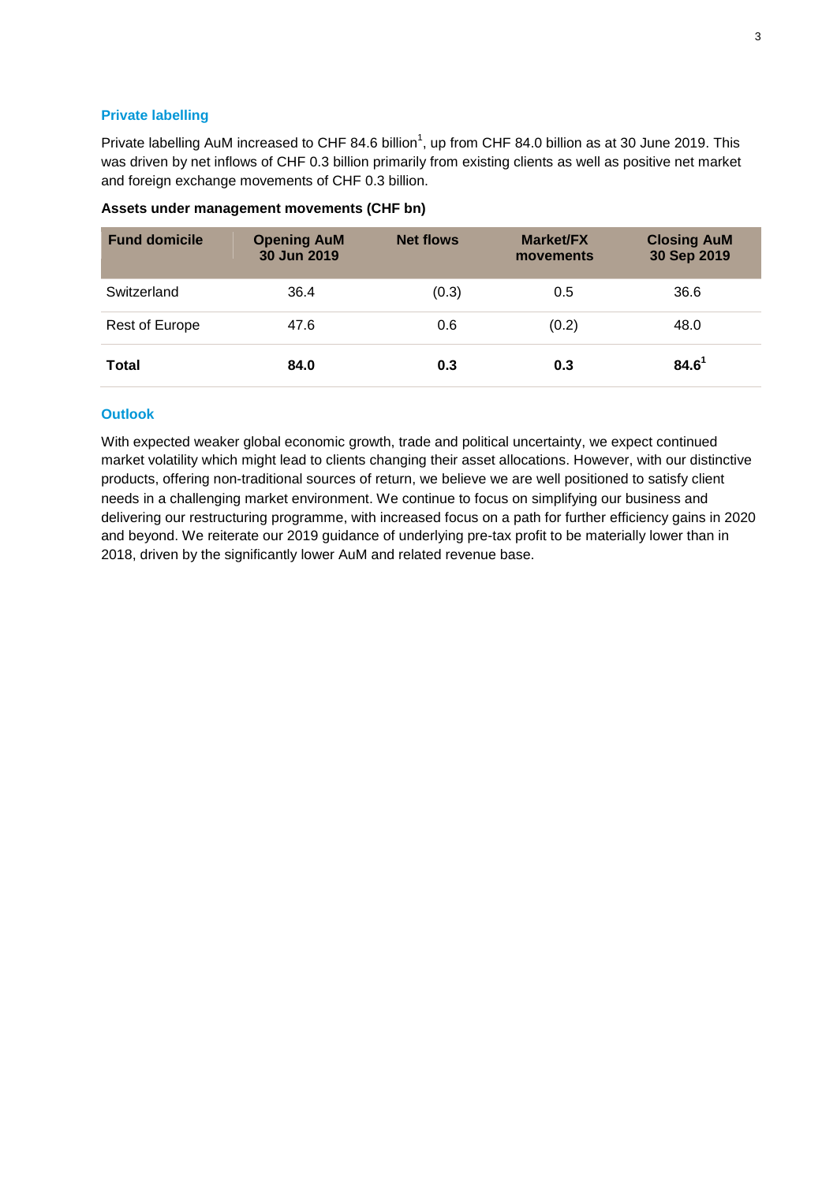## Private labelling

Private labelling AuM increased to CHF 84.6 billion[1], up from CHF 84.0 billion as at 30 June 2019. This was driven by net inflows of CHF 0.3 billion primarily from existing clients as well as positive net market and foreign exchange movements of CHF 0.3 billion.

**Assets under management movements (CHF bn)**

| Fund domicile | Opening AuM 30 Jun 2019 | Net flows | Market/FX movements | Closing AuM 30 Sep 2019 |
|---|---|---|---|---|
| Switzerland | 36.4 | (0.3) | 0.5 | 36.6 |
| Rest of Europe | 47.6 | 0.6 | (0.2) | 48.0 |
| **Total** | **84.0** | **0.3** | **0.3** | **84.6**[1] |

## Outlook

With expected weaker global economic growth, trade and political uncertainty, we expect continued market volatility which might lead to clients changing their asset allocations. However, with our distinctive products, offering non-traditional sources of return, we believe we are well positioned to satisfy client needs in a challenging market environment. We continue to focus on simplifying our business and delivering our restructuring programme, with increased focus on a path for further efficiency gains in 2020 and beyond. We reiterate our 2019 guidance of underlying pre-tax profit to be materially lower than in 2018, driven by the significantly lower AuM and related revenue base.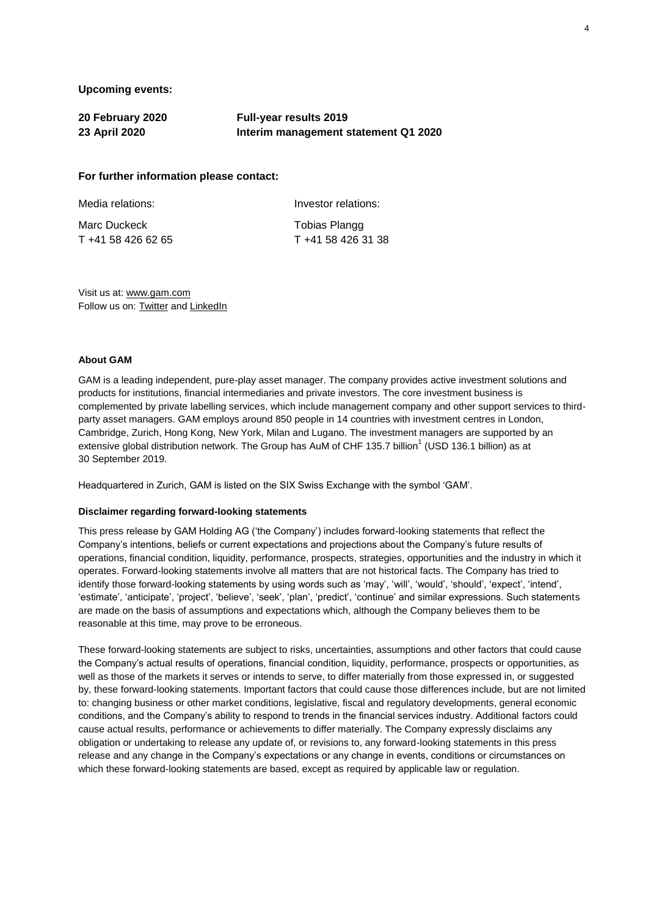**Upcoming events:**

| | |
|---|---|
| **20 February 2020** | **Full-year results 2019** |
| **23 April 2020** | **Interim management statement Q1 2020** |

**For further information please contact:**

| | |
|---|---|
| Media relations: | Investor relations: |
| Marc Duckeck | Tobias Plangg |
| T +41 58 426 62 65 | T +41 58 426 31 38 |

Visit us at: www.gam.com
Follow us on: Twitter and LinkedIn

**About GAM**

GAM is a leading independent, pure-play asset manager. The company provides active investment solutions and products for institutions, financial intermediaries and private investors. The core investment business is complemented by private labelling services, which include management company and other support services to third-party asset managers. GAM employs around 850 people in 14 countries with investment centres in London, Cambridge, Zurich, Hong Kong, New York, Milan and Lugano. The investment managers are supported by an extensive global distribution network. The Group has AuM of CHF 135.7 billion[1] (USD 136.1 billion) as at 30 September 2019.

Headquartered in Zurich, GAM is listed on the SIX Swiss Exchange with the symbol 'GAM'.

**Disclaimer regarding forward-looking statements**

This press release by GAM Holding AG ('the Company') includes forward-looking statements that reflect the Company's intentions, beliefs or current expectations and projections about the Company's future results of operations, financial condition, liquidity, performance, prospects, strategies, opportunities and the industry in which it operates. Forward-looking statements involve all matters that are not historical facts. The Company has tried to identify those forward-looking statements by using words such as 'may', 'will', 'would', 'should', 'expect', 'intend', 'estimate', 'anticipate', 'project', 'believe', 'seek', 'plan', 'predict', 'continue' and similar expressions. Such statements are made on the basis of assumptions and expectations which, although the Company believes them to be reasonable at this time, may prove to be erroneous.

These forward-looking statements are subject to risks, uncertainties, assumptions and other factors that could cause the Company's actual results of operations, financial condition, liquidity, performance, prospects or opportunities, as well as those of the markets it serves or intends to serve, to differ materially from those expressed in, or suggested by, these forward-looking statements. Important factors that could cause those differences include, but are not limited to: changing business or other market conditions, legislative, fiscal and regulatory developments, general economic conditions, and the Company's ability to respond to trends in the financial services industry. Additional factors could cause actual results, performance or achievements to differ materially. The Company expressly disclaims any obligation or undertaking to release any update of, or revisions to, any forward-looking statements in this press release and any change in the Company's expectations or any change in events, conditions or circumstances on which these forward-looking statements are based, except as required by applicable law or regulation.